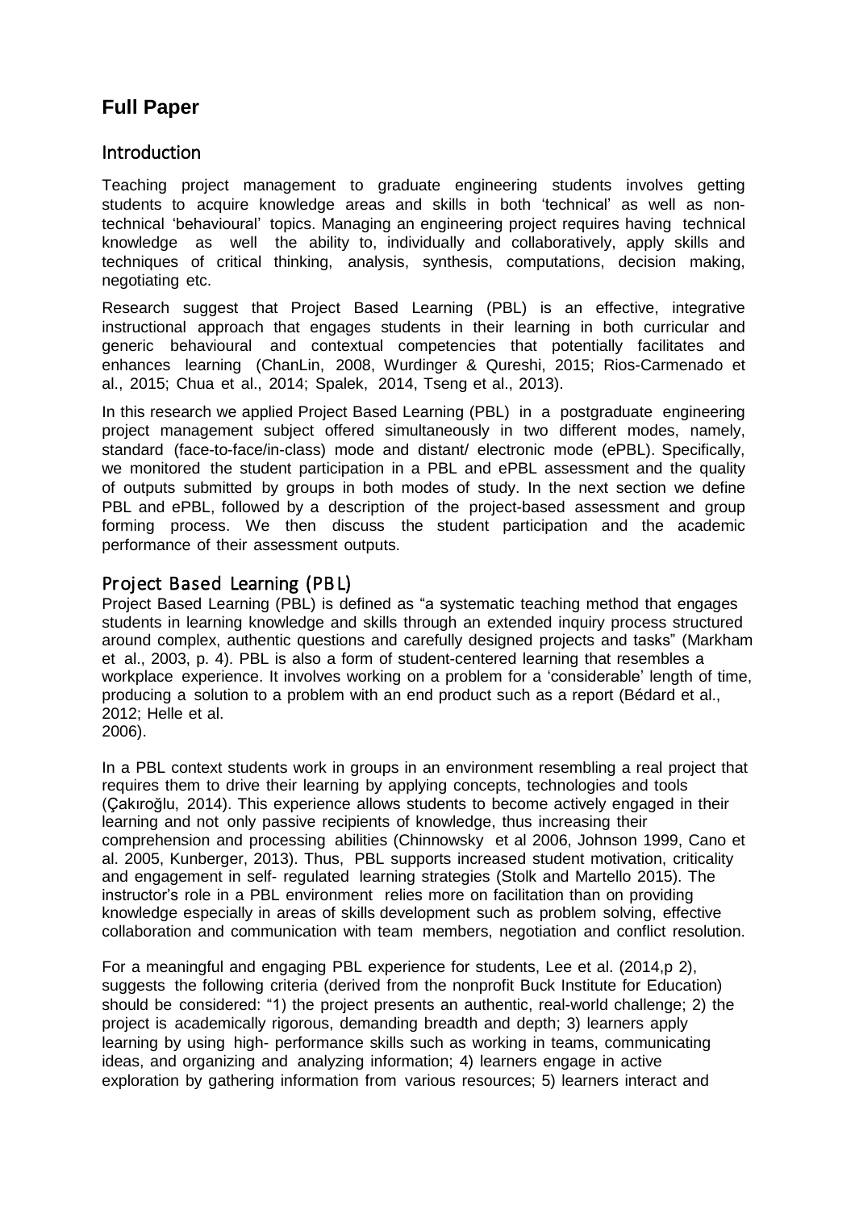# Full Paper

## Introduction

Teaching project management to graduate engineering students involves getting students to acquire knowledge areas and skills in both 'technical' as well as non-technical 'behavioural' topics. Managing an engineering project requires having technical knowledge as well the ability to, individually and collaboratively, apply skills and techniques of critical thinking, analysis, synthesis, computations, decision making, negotiating etc.

Research suggest that Project Based Learning (PBL) is an effective, integrative instructional approach that engages students in their learning in both curricular and generic behavioural and contextual competencies that potentially facilitates and enhances learning (ChanLin, 2008, Wurdinger & Qureshi, 2015; Rios-Carmenado et al., 2015; Chua et al., 2014; Spalek, 2014, Tseng et al., 2013).

In this research we applied Project Based Learning (PBL) in a postgraduate engineering project management subject offered simultaneously in two different modes, namely, standard (face-to-face/in-class) mode and distant/ electronic mode (ePBL). Specifically, we monitored the student participation in a PBL and ePBL assessment and the quality of outputs submitted by groups in both modes of study. In the next section we define PBL and ePBL, followed by a description of the project-based assessment and group forming process. We then discuss the student participation and the academic performance of their assessment outputs.

## Project Based Learning (PBL)

Project Based Learning (PBL) is defined as "a systematic teaching method that engages students in learning knowledge and skills through an extended inquiry process structured around complex, authentic questions and carefully designed projects and tasks" (Markham et al., 2003, p. 4). PBL is also a form of student-centered learning that resembles a workplace experience. It involves working on a problem for a 'considerable' length of time, producing a solution to a problem with an end product such as a report (Bédard et al., 2012; Helle et al. 2006).

In a PBL context students work in groups in an environment resembling a real project that requires them to drive their learning by applying concepts, technologies and tools (Çakıroğlu, 2014). This experience allows students to become actively engaged in their learning and not only passive recipients of knowledge, thus increasing their comprehension and processing abilities (Chinnowsky et al 2006, Johnson 1999, Cano et al. 2005, Kunberger, 2013). Thus, PBL supports increased student motivation, criticality and engagement in self- regulated learning strategies (Stolk and Martello 2015). The instructor's role in a PBL environment relies more on facilitation than on providing knowledge especially in areas of skills development such as problem solving, effective collaboration and communication with team members, negotiation and conflict resolution.

For a meaningful and engaging PBL experience for students, Lee et al. (2014,p 2), suggests the following criteria (derived from the nonprofit Buck Institute for Education) should be considered: "1) the project presents an authentic, real-world challenge; 2) the project is academically rigorous, demanding breadth and depth; 3) learners apply learning by using high- performance skills such as working in teams, communicating ideas, and organizing and analyzing information; 4) learners engage in active exploration by gathering information from various resources; 5) learners interact and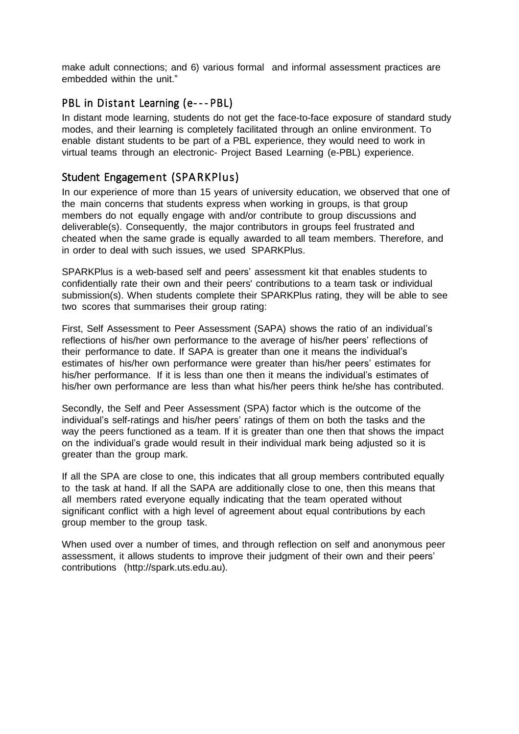make adult connections; and 6) various formal and informal assessment practices are embedded within the unit."

## PBL in Distant Learning (e---PBL)

In distant mode learning, students do not get the face-to-face exposure of standard study modes, and their learning is completely facilitated through an online environment. To enable distant students to be part of a PBL experience, they would need to work in virtual teams through an electronic- Project Based Learning (e-PBL) experience.

## Student Engagement (SPARKPlus)

In our experience of more than 15 years of university education, we observed that one of the main concerns that students express when working in groups, is that group members do not equally engage with and/or contribute to group discussions and deliverable(s). Consequently, the major contributors in groups feel frustrated and cheated when the same grade is equally awarded to all team members. Therefore, and in order to deal with such issues, we used SPARKPlus.

SPARKPlus is a web-based self and peers' assessment kit that enables students to confidentially rate their own and their peers' contributions to a team task or individual submission(s). When students complete their SPARKPlus rating, they will be able to see two scores that summarises their group rating:

First, Self Assessment to Peer Assessment (SAPA) shows the ratio of an individual's reflections of his/her own performance to the average of his/her peers' reflections of their performance to date. If SAPA is greater than one it means the individual's estimates of his/her own performance were greater than his/her peers' estimates for his/her performance. If it is less than one then it means the individual's estimates of his/her own performance are less than what his/her peers think he/she has contributed.

Secondly, the Self and Peer Assessment (SPA) factor which is the outcome of the individual's self-ratings and his/her peers' ratings of them on both the tasks and the way the peers functioned as a team. If it is greater than one then that shows the impact on the individual's grade would result in their individual mark being adjusted so it is greater than the group mark.

If all the SPA are close to one, this indicates that all group members contributed equally to the task at hand. If all the SAPA are additionally close to one, then this means that all members rated everyone equally indicating that the team operated without significant conflict with a high level of agreement about equal contributions by each group member to the group task.

When used over a number of times, and through reflection on self and anonymous peer assessment, it allows students to improve their judgment of their own and their peers' contributions (http://spark.uts.edu.au).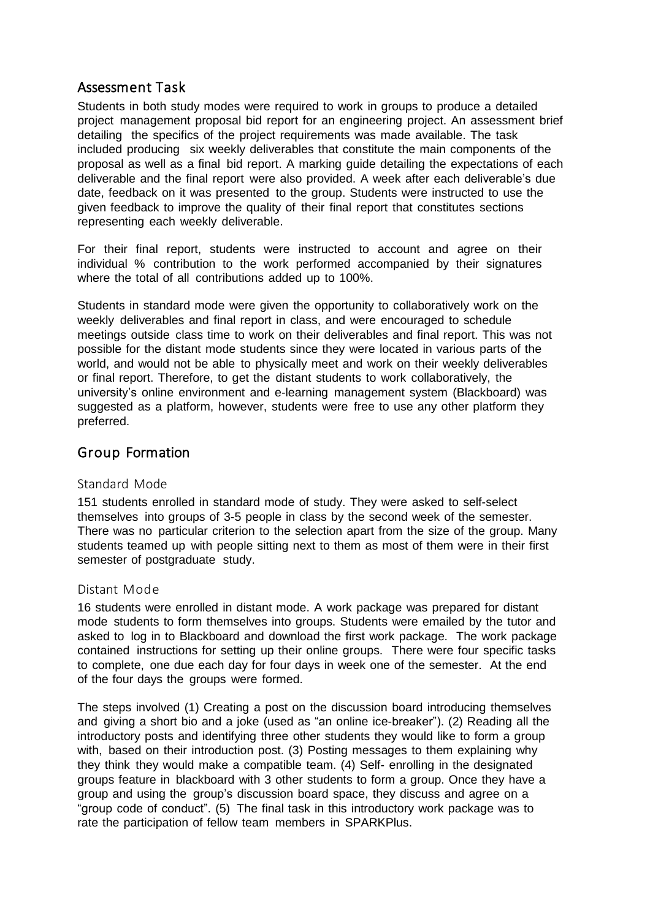## Assessment Task

Students in both study modes were required to work in groups to produce a detailed project management proposal bid report for an engineering project. An assessment brief detailing the specifics of the project requirements was made available. The task included producing six weekly deliverables that constitute the main components of the proposal as well as a final bid report. A marking guide detailing the expectations of each deliverable and the final report were also provided. A week after each deliverable's due date, feedback on it was presented to the group. Students were instructed to use the given feedback to improve the quality of their final report that constitutes sections representing each weekly deliverable.

For their final report, students were instructed to account and agree on their individual % contribution to the work performed accompanied by their signatures where the total of all contributions added up to 100%.

Students in standard mode were given the opportunity to collaboratively work on the weekly deliverables and final report in class, and were encouraged to schedule meetings outside class time to work on their deliverables and final report. This was not possible for the distant mode students since they were located in various parts of the world, and would not be able to physically meet and work on their weekly deliverables or final report. Therefore, to get the distant students to work collaboratively, the university's online environment and e-learning management system (Blackboard) was suggested as a platform, however, students were free to use any other platform they preferred.

## Group Formation

### Standard Mode

151 students enrolled in standard mode of study. They were asked to self-select themselves into groups of 3-5 people in class by the second week of the semester. There was no particular criterion to the selection apart from the size of the group. Many students teamed up with people sitting next to them as most of them were in their first semester of postgraduate study.

### Distant Mode

16 students were enrolled in distant mode. A work package was prepared for distant mode students to form themselves into groups. Students were emailed by the tutor and asked to log in to Blackboard and download the first work package. The work package contained instructions for setting up their online groups. There were four specific tasks to complete, one due each day for four days in week one of the semester. At the end of the four days the groups were formed.

The steps involved (1) Creating a post on the discussion board introducing themselves and giving a short bio and a joke (used as "an online ice-breaker"). (2) Reading all the introductory posts and identifying three other students they would like to form a group with, based on their introduction post. (3) Posting messages to them explaining why they think they would make a compatible team. (4) Self- enrolling in the designated groups feature in blackboard with 3 other students to form a group. Once they have a group and using the group's discussion board space, they discuss and agree on a "group code of conduct". (5) The final task in this introductory work package was to rate the participation of fellow team members in SPARKPlus.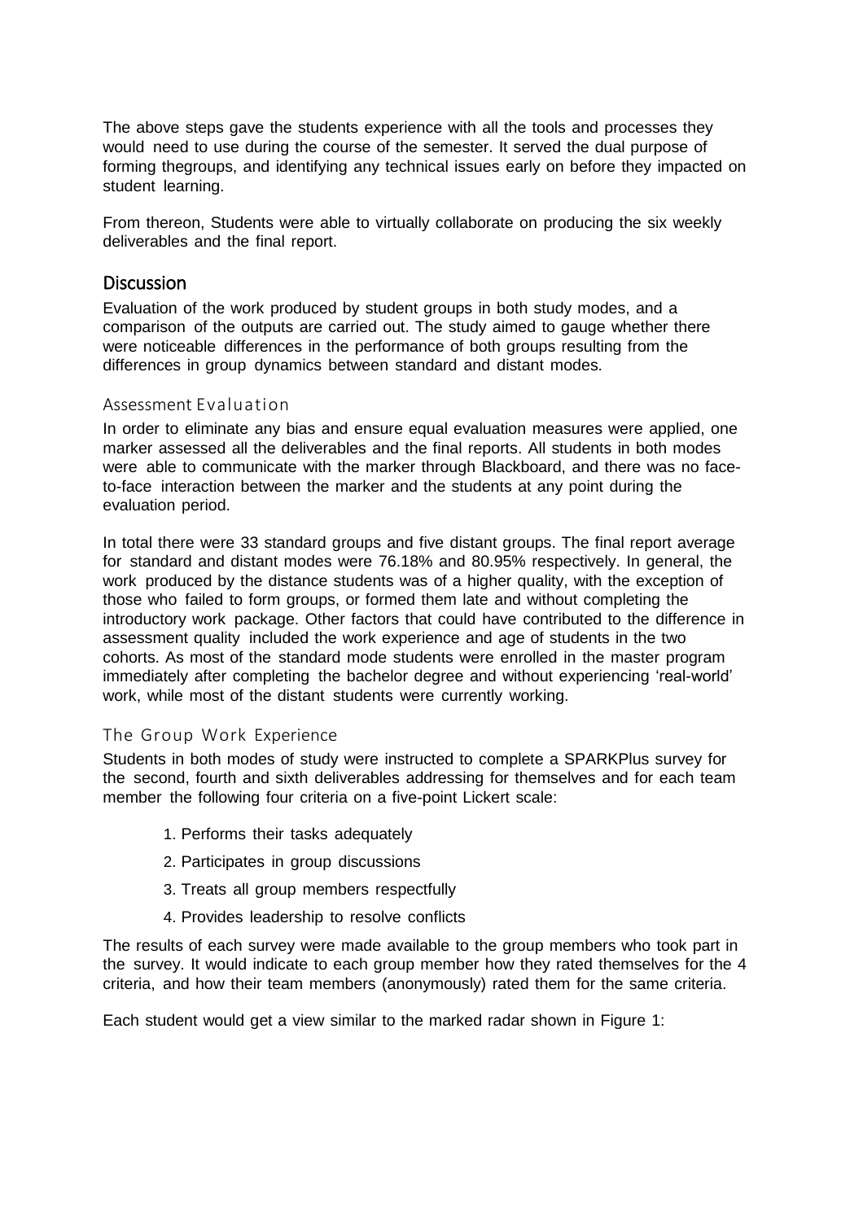The above steps gave the students experience with all the tools and processes they would need to use during the course of the semester. It served the dual purpose of forming thegroups, and identifying any technical issues early on before they impacted on student learning.

From thereon, Students were able to virtually collaborate on producing the six weekly deliverables and the final report.

## Discussion

Evaluation of the work produced by student groups in both study modes, and a comparison of the outputs are carried out. The study aimed to gauge whether there were noticeable differences in the performance of both groups resulting from the differences in group dynamics between standard and distant modes.

### Assessment Evaluation

In order to eliminate any bias and ensure equal evaluation measures were applied, one marker assessed all the deliverables and the final reports. All students in both modes were able to communicate with the marker through Blackboard, and there was no face-to-face interaction between the marker and the students at any point during the evaluation period.

In total there were 33 standard groups and five distant groups. The final report average for standard and distant modes were 76.18% and 80.95% respectively. In general, the work produced by the distance students was of a higher quality, with the exception of those who failed to form groups, or formed them late and without completing the introductory work package. Other factors that could have contributed to the difference in assessment quality included the work experience and age of students in the two cohorts. As most of the standard mode students were enrolled in the master program immediately after completing the bachelor degree and without experiencing 'real-world' work, while most of the distant students were currently working.

### The Group Work Experience

Students in both modes of study were instructed to complete a SPARKPlus survey for the second, fourth and sixth deliverables addressing for themselves and for each team member the following four criteria on a five-point Lickert scale:

1. Performs their tasks adequately
2. Participates in group discussions
3. Treats all group members respectfully
4. Provides leadership to resolve conflicts

The results of each survey were made available to the group members who took part in the survey. It would indicate to each group member how they rated themselves for the 4 criteria, and how their team members (anonymously) rated them for the same criteria.

Each student would get a view similar to the marked radar shown in Figure 1: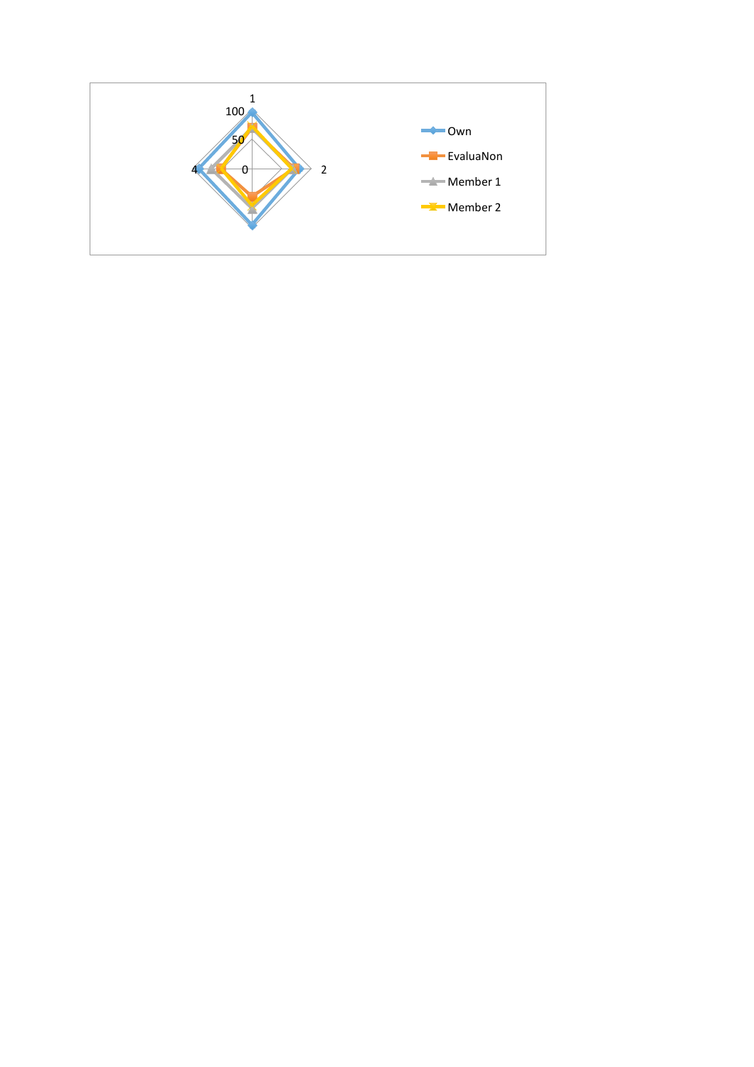1

100

50

4 0 2

- Own
- EvaluaNon
- Member 1
- Member 2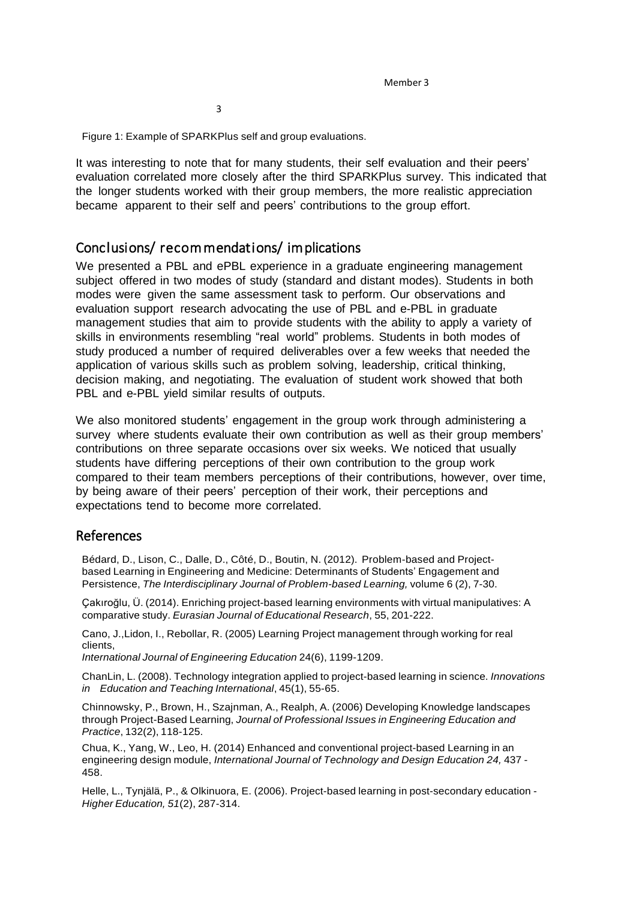Member 3

3

Figure 1: Example of SPARKPlus self and group evaluations.

It was interesting to note that for many students, their self evaluation and their peers' evaluation correlated more closely after the third SPARKPlus survey. This indicated that the longer students worked with their group members, the more realistic appreciation became apparent to their self and peers' contributions to the group effort.

## Conclusions/ recommendations/ implications

We presented a PBL and ePBL experience in a graduate engineering management subject offered in two modes of study (standard and distant modes). Students in both modes were given the same assessment task to perform. Our observations and evaluation support research advocating the use of PBL and e-PBL in graduate management studies that aim to provide students with the ability to apply a variety of skills in environments resembling "real world" problems. Students in both modes of study produced a number of required deliverables over a few weeks that needed the application of various skills such as problem solving, leadership, critical thinking, decision making, and negotiating. The evaluation of student work showed that both PBL and e-PBL yield similar results of outputs.

We also monitored students' engagement in the group work through administering a survey where students evaluate their own contribution as well as their group members' contributions on three separate occasions over six weeks. We noticed that usually students have differing perceptions of their own contribution to the group work compared to their team members perceptions of their contributions, however, over time, by being aware of their peers' perception of their work, their perceptions and expectations tend to become more correlated.

## References

Bédard, D., Lison, C., Dalle, D., Côté, D., Boutin, N. (2012). Problem-based and Project-based Learning in Engineering and Medicine: Determinants of Students' Engagement and Persistence, *The Interdisciplinary Journal of Problem-based Learning,* volume 6 (2), 7-30.

Çakıroğlu, Ü. (2014). Enriching project-based learning environments with virtual manipulatives: A comparative study. *Eurasian Journal of Educational Research*, 55, 201-222.

Cano, J.,Lidon, I., Rebollar, R. (2005) Learning Project management through working for real clients,
*International Journal of Engineering Education* 24(6), 1199-1209.

ChanLin, L. (2008). Technology integration applied to project-based learning in science. *Innovations in Education and Teaching International*, 45(1), 55-65.

Chinnowsky, P., Brown, H., Szajnman, A., Realph, A. (2006) Developing Knowledge landscapes through Project-Based Learning, *Journal of Professional Issues in Engineering Education and Practice*, 132(2), 118-125.

Chua, K., Yang, W., Leo, H. (2014) Enhanced and conventional project-based Learning in an engineering design module, *International Journal of Technology and Design Education 24,* 437 - 458.

Helle, L., Tynjälä, P., & Olkinuora, E. (2006). Project-based learning in post-secondary education - *Higher Education, 51*(2), 287-314.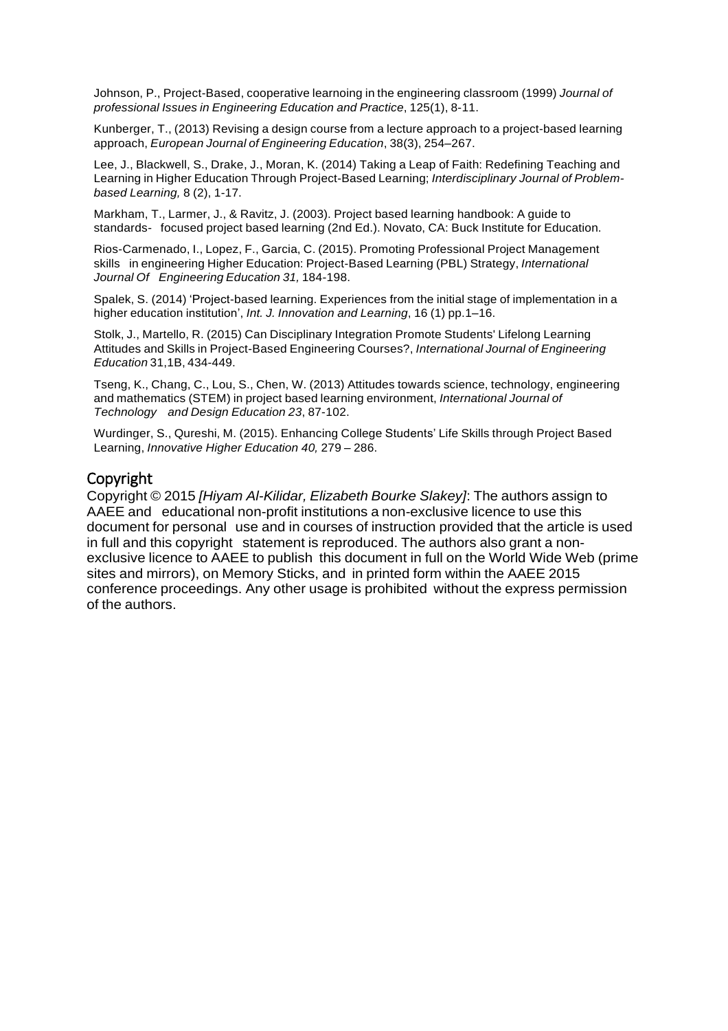Johnson, P., Project-Based, cooperative learnoing in the engineering classroom (1999) *Journal of professional Issues in Engineering Education and Practice*, 125(1), 8-11.

Kunberger, T., (2013) Revising a design course from a lecture approach to a project-based learning approach, *European Journal of Engineering Education*, 38(3), 254–267.

Lee, J., Blackwell, S., Drake, J., Moran, K. (2014) Taking a Leap of Faith: Redefining Teaching and Learning in Higher Education Through Project-Based Learning; *Interdisciplinary Journal of Problem-based Learning,* 8 (2), 1-17.

Markham, T., Larmer, J., & Ravitz, J. (2003). Project based learning handbook: A guide to standards- focused project based learning (2nd Ed.). Novato, CA: Buck Institute for Education.

Rios-Carmenado, I., Lopez, F., Garcia, C. (2015). Promoting Professional Project Management skills in engineering Higher Education: Project-Based Learning (PBL) Strategy, *International Journal Of Engineering Education 31,* 184-198.

Spalek, S. (2014) 'Project-based learning. Experiences from the initial stage of implementation in a higher education institution', *Int. J. Innovation and Learning*, 16 (1) pp.1–16.

Stolk, J., Martello, R. (2015) Can Disciplinary Integration Promote Students' Lifelong Learning Attitudes and Skills in Project-Based Engineering Courses?, *International Journal of Engineering Education* 31,1B, 434-449.

Tseng, K., Chang, C., Lou, S., Chen, W. (2013) Attitudes towards science, technology, engineering and mathematics (STEM) in project based learning environment, *International Journal of Technology and Design Education 23*, 87-102.

Wurdinger, S., Qureshi, M. (2015). Enhancing College Students' Life Skills through Project Based Learning, *Innovative Higher Education 40,* 279 – 286.

## Copyright

Copyright © 2015 *[Hiyam Al-Kilidar, Elizabeth Bourke Slakey]*: The authors assign to AAEE and educational non-profit institutions a non-exclusive licence to use this document for personal use and in courses of instruction provided that the article is used in full and this copyright statement is reproduced. The authors also grant a non-exclusive licence to AAEE to publish this document in full on the World Wide Web (prime sites and mirrors), on Memory Sticks, and in printed form within the AAEE 2015 conference proceedings. Any other usage is prohibited without the express permission of the authors.